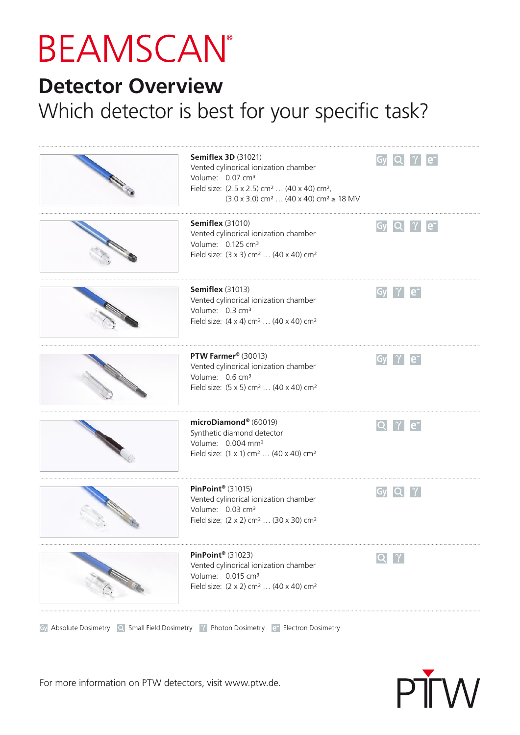# BEAMSCAN®

## Detector Overview

Which detector is best for your specific task?

**Semiflex 3D** (31021)
Vented cylindrical ionization chamber
Volume: 0.07 cm³
Field size: (2.5 x 2.5) cm² … (40 x 40) cm²,
(3.0 x 3.0) cm² … (40 x 40) cm² ≥ 18 MV

Gy Q γ e⁻

**Semiflex** (31010)
Vented cylindrical ionization chamber
Volume: 0.125 cm³
Field size: (3 x 3) cm² … (40 x 40) cm²

Gy Q γ e⁻

**Semiflex** (31013)
Vented cylindrical ionization chamber
Volume: 0.3 cm³
Field size: (4 x 4) cm² … (40 x 40) cm²

Gy γ e⁻

**PTW Farmer®** (30013)
Vented cylindrical ionization chamber
Volume: 0.6 cm³
Field size: (5 x 5) cm² … (40 x 40) cm²

Gy γ e⁻

**microDiamond®** (60019)
Synthetic diamond detector
Volume: 0.004 mm³
Field size: (1 x 1) cm² … (40 x 40) cm²

Q γ e⁻

**PinPoint®** (31015)
Vented cylindrical ionization chamber
Volume: 0.03 cm³
Field size: (2 x 2) cm² … (30 x 30) cm²

Gy Q γ

**PinPoint®** (31023)
Vented cylindrical ionization chamber
Volume: 0.015 cm³
Field size: (2 x 2) cm² … (40 x 40) cm²

Q γ

Gy Absolute Dosimetry   Q Small Field Dosimetry   γ Photon Dosimetry   e⁻ Electron Dosimetry

For more information on PTW detectors, visit www.ptw.de.

PTW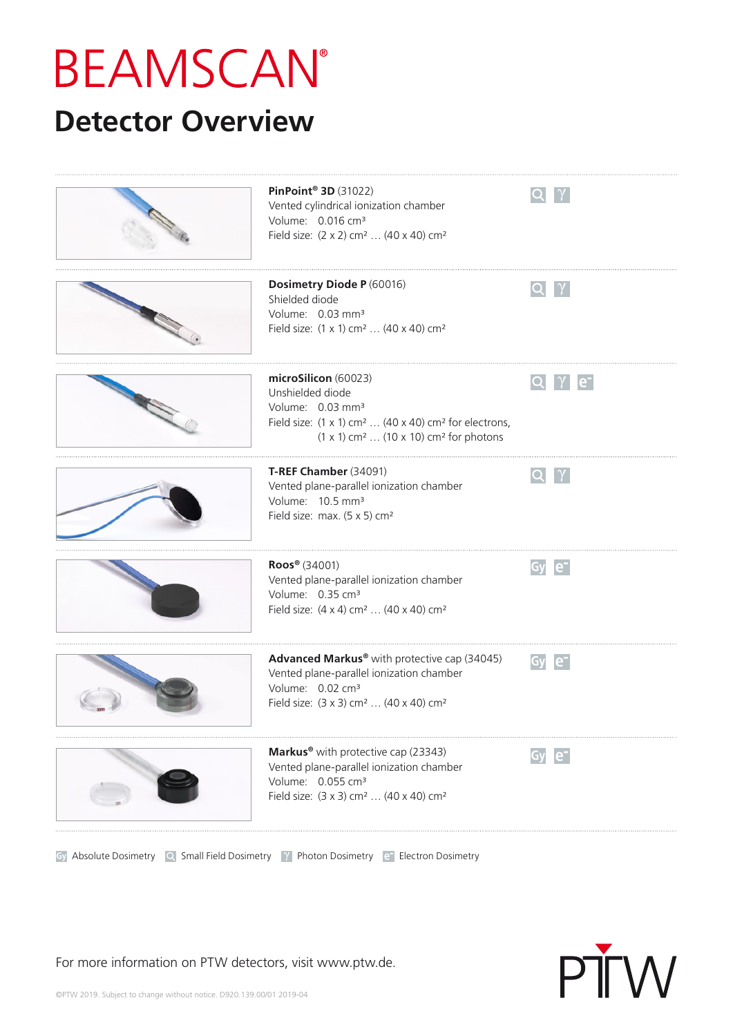# BEAMSCAN®

## Detector Overview

**PinPoint® 3D** (31022)
Vented cylindrical ionization chamber
Volume: 0.016 cm³
Field size: (2 x 2) cm² … (40 x 40) cm²

Q γ

---

**Dosimetry Diode P** (60016)
Shielded diode
Volume: 0.03 mm³
Field size: (1 x 1) cm² … (40 x 40) cm²

Q γ

---

**microSilicon** (60023)
Unshielded diode
Volume: 0.03 mm³
Field size: (1 x 1) cm² … (40 x 40) cm² for electrons,
(1 x 1) cm² … (10 x 10) cm² for photons

Q γ e⁻

---

**T-REF Chamber** (34091)
Vented plane-parallel ionization chamber
Volume: 10.5 mm³
Field size: max. (5 x 5) cm²

Q γ

---

**Roos®** (34001)
Vented plane-parallel ionization chamber
Volume: 0.35 cm³
Field size: (4 x 4) cm² … (40 x 40) cm²

Gy e⁻

---

**Advanced Markus®** with protective cap (34045)
Vented plane-parallel ionization chamber
Volume: 0.02 cm³
Field size: (3 x 3) cm² … (40 x 40) cm²

Gy e⁻

---

**Markus®** with protective cap (23343)
Vented plane-parallel ionization chamber
Volume: 0.055 cm³
Field size: (3 x 3) cm² … (40 x 40) cm²

Gy e⁻

---

Gy Absolute Dosimetry   Q Small Field Dosimetry   γ Photon Dosimetry   e⁻ Electron Dosimetry

For more information on PTW detectors, visit www.ptw.de.

PTW

©PTW 2019. Subject to change without notice. D920.139.00/01 2019-04